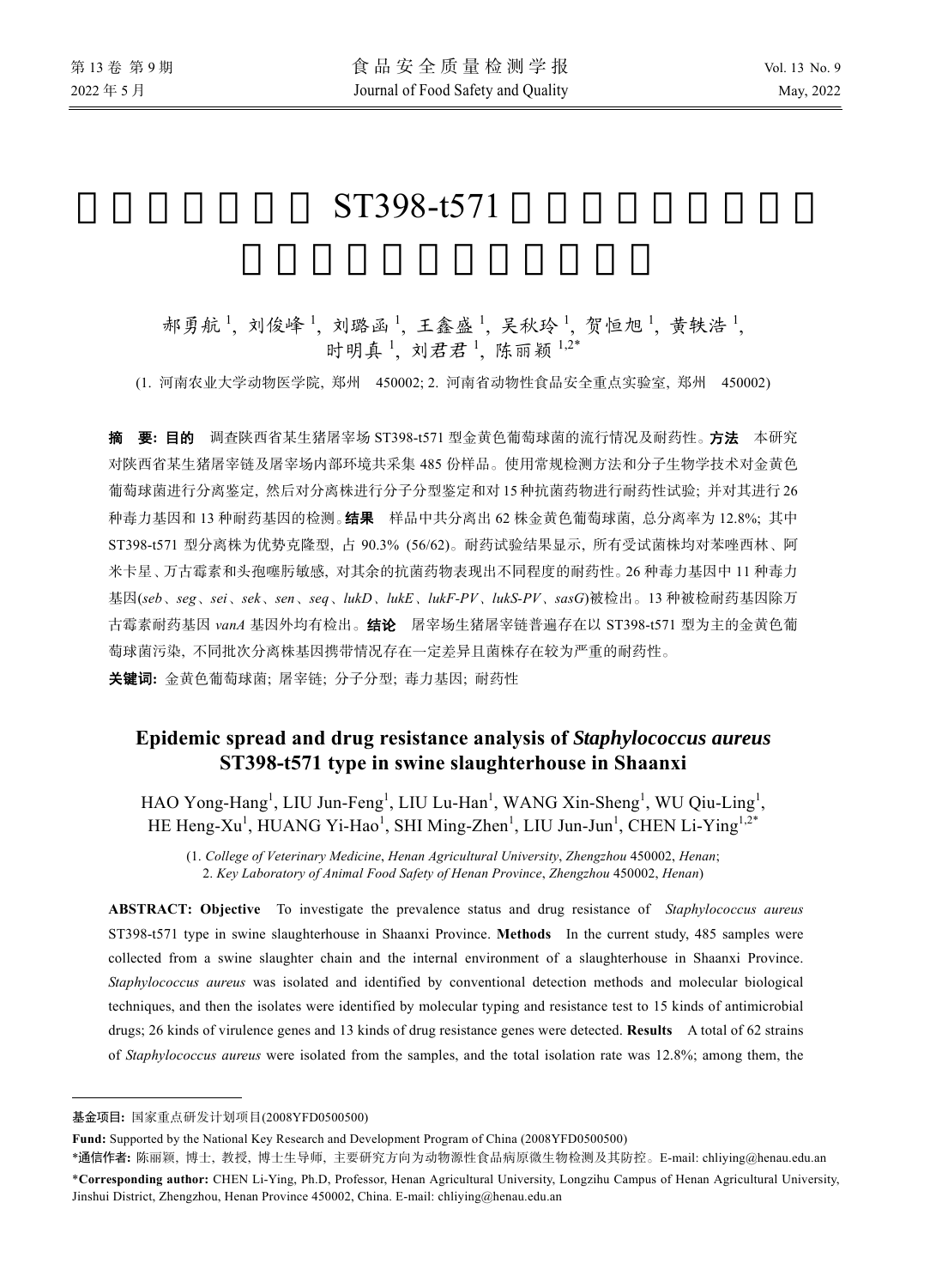郝勇航[1], 刘俊峰[1], 刘璐函[1], 王鑫盛[1], 吴秋玲[1], 贺恒旭[1], 黄轶浩[1], 时明真[1], 刘君君[1], 陈丽颖[1,2*]

(1. 河南农业大学动物医学院, 郑州 450002; 2. 河南省动物性食品安全重点实验室, 郑州 450002)

**摘　要: 目的**　调查陕西省某生猪屠宰场 ST398-t571 型金黄色葡萄球菌的流行情况及耐药性。**方法**　本研究对陕西省某生猪屠宰链及屠宰场内部环境共采集 485 份样品。使用常规检测方法和分子生物学技术对金黄色葡萄球菌进行分离鉴定, 然后对分离株进行分子分型鉴定和对 15 种抗菌药物进行耐药性试验; 并对其进行 26 种毒力基因和 13 种耐药基因的检测。**结果**　样品中共分离出 62 株金黄色葡萄球菌, 总分离率为 12.8%; 其中 ST398-t571 型分离株为优势克隆型, 占 90.3% (56/62)。耐药试验结果显示, 所有受试菌株均对苯唑西林、阿米卡星、万古霉素和头孢噻肟敏感, 对其余的抗菌药物表现出不同程度的耐药性。26 种毒力基因中 11 种毒力基因(*seb*、*seg*、*sei*、*sek*、*sen*、*seq*、*lukD*、*lukE*、*lukF-PV*、*lukS-PV*、*sasG*)被检出。13 种被检耐药基因除万古霉素耐药基因 *vanA* 基因外均有检出。**结论**　屠宰场生猪屠宰链普遍存在以 ST398-t571 型为主的金黄色葡萄球菌污染, 不同批次分离株基因携带情况存在一定差异且菌株存在较为严重的耐药性。

**关键词:** 金黄色葡萄球菌; 屠宰链; 分子分型; 毒力基因; 耐药性

## Epidemic spread and drug resistance analysis of *Staphylococcus aureus* ST398-t571 type in swine slaughterhouse in Shaanxi

HAO Yong-Hang[1], LIU Jun-Feng[1], LIU Lu-Han[1], WANG Xin-Sheng[1], WU Qiu-Ling[1], HE Heng-Xu[1], HUANG Yi-Hao[1], SHI Ming-Zhen[1], LIU Jun-Jun[1], CHEN Li-Ying[1,2*]

(1. *College of Veterinary Medicine*, *Henan Agricultural University*, *Zhengzhou* 450002, *Henan*; 2. *Key Laboratory of Animal Food Safety of Henan Province*, *Zhengzhou* 450002, *Henan*)

**ABSTRACT: Objective**　To investigate the prevalence status and drug resistance of *Staphylococcus aureus* ST398-t571 type in swine slaughterhouse in Shaanxi Province. **Methods**　In the current study, 485 samples were collected from a swine slaughter chain and the internal environment of a slaughterhouse in Shaanxi Province. *Staphylococcus aureus* was isolated and identified by conventional detection methods and molecular biological techniques, and then the isolates were identified by molecular typing and resistance test to 15 kinds of antimicrobial drugs; 26 kinds of virulence genes and 13 kinds of drug resistance genes were detected. **Results**　A total of 62 strains of *Staphylococcus aureus* were isolated from the samples, and the total isolation rate was 12.8%; among them, the

---

**基金项目:** 国家重点研发计划项目(2008YFD0500500)

**Fund:** Supported by the National Key Research and Development Program of China (2008YFD0500500)

*__通信作者:__ 陈丽颖, 博士, 教授, 博士生导师, 主要研究方向为动物源性食品病原微生物检测及其防控。E-mail: chliying@henau.edu.an

***Corresponding author:** CHEN Li-Ying, Ph.D, Professor, Henan Agricultural University, Longzihu Campus of Henan Agricultural University, Jinshui District, Zhengzhou, Henan Province 450002, China. E-mail: chliying@henau.edu.an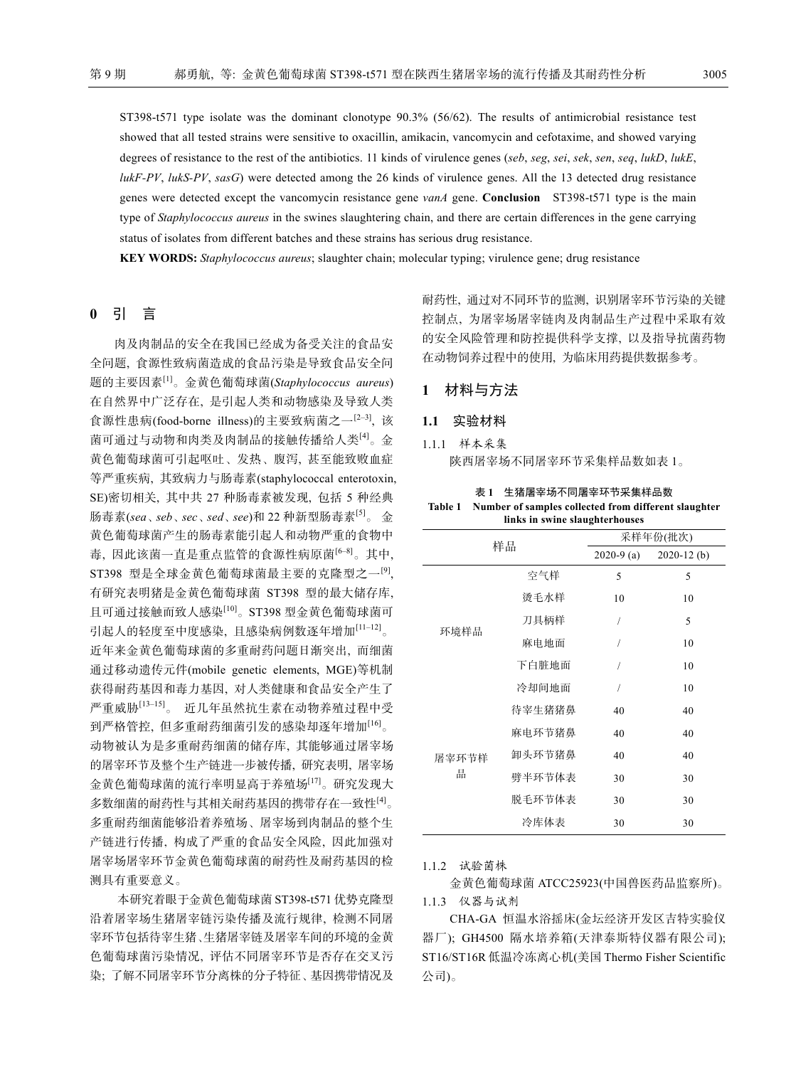ST398-t571 type isolate was the dominant clonotype 90.3% (56/62). The results of antimicrobial resistance test showed that all tested strains were sensitive to oxacillin, amikacin, vancomycin and cefotaxime, and showed varying degrees of resistance to the rest of the antibiotics. 11 kinds of virulence genes (*seb*, *seg*, *sei*, *sek*, *sen*, *seq*, *lukD*, *lukE*, *lukF-PV*, *lukS-PV*, *sasG*) were detected among the 26 kinds of virulence genes. All the 13 detected drug resistance genes were detected except the vancomycin resistance gene *vanA* gene. **Conclusion** ST398-t571 type is the main type of *Staphylococcus aureus* in the swines slaughtering chain, and there are certain differences in the gene carrying status of isolates from different batches and these strains has serious drug resistance.

**KEY WORDS:** *Staphylococcus aureus*; slaughter chain; molecular typing; virulence gene; drug resistance

## 0 引 言

肉及肉制品的安全在我国已经成为备受关注的食品安全问题, 食源性致病菌造成的食品污染是导致食品安全问题的主要因素[1]。金黄色葡萄球菌(*Staphylococcus aureus*)在自然界中广泛存在, 是引起人类和动物感染及导致人类食源性患病(food-borne illness)的主要致病菌之一[2–3], 该菌可通过与动物和肉类及肉制品的接触传播给人类[4]。金黄色葡萄球菌可引起呕吐、发热、腹泻, 甚至能致败血症等严重疾病, 其致病力与肠毒素(staphylococcal enterotoxin, SE)密切相关, 其中共 27 种肠毒素被发现, 包括 5 种经典肠毒素(*sea*、*seb*、*sec*、*sed*、*see*)和 22 种新型肠毒素[5]。金黄色葡萄球菌产生的肠毒素能引起人和动物严重的食物中毒, 因此该菌一直是重点监管的食源性病原菌[6–8]。其中, ST398 型是全球金黄色葡萄球菌最主要的克隆型之一[9], 有研究表明猪是金黄色葡萄球菌 ST398 型的最大储存库, 且可通过接触而致人感染[10]。ST398 型金黄色葡萄球菌可引起人的轻度至中度感染, 且感染病例数逐年增加[11–12]。近年来金黄色葡萄球菌的多重耐药问题日渐突出, 而细菌通过移动遗传元件(mobile genetic elements, MGE)等机制获得耐药基因和毒力基因, 对人类健康和食品安全产生了严重威胁[13–15]。近几年虽然抗生素在动物养殖过程中受到严格管控, 但多重耐药细菌引发的感染却逐年增加[16]。动物被认为是多重耐药细菌的储存库, 其能够通过屠宰场的屠宰环节及整个生产链进一步被传播, 研究表明, 屠宰场金黄色葡萄球菌的流行率明显高于养殖场[17]。研究发现大多数细菌的耐药性与其相关耐药基因的携带存在一致性[4]。多重耐药细菌能够沿着养殖场、屠宰场到肉制品的整个生产链进行传播, 构成了严重的食品安全风险, 因此加强对屠宰场屠宰环节金黄色葡萄球菌的耐药性及耐药基因的检测具有重要意义。

本研究着眼于金黄色葡萄球菌 ST398-t571 优势克隆型沿着屠宰场生猪屠宰链污染传播及流行规律, 检测不同屠宰环节包括待宰生猪、生猪屠宰链及屠宰车间的环境的金黄色葡萄球菌污染情况, 评估不同屠宰环节是否存在交叉污染; 了解不同屠宰环节分离株的分子特征、基因携带情况及耐药性, 通过对不同环节的监测, 识别屠宰环节污染的关键控制点, 为屠宰场屠宰链肉及肉制品生产过程中采取有效的安全风险管理和防控提供科学支撑, 以及指导抗菌药物在动物饲养过程中的使用, 为临床用药提供数据参考。

## 1 材料与方法

### 1.1 实验材料

#### 1.1.1 样本采集

陕西屠宰场不同屠宰环节采集样品数如表 1。

**表 1 生猪屠宰场不同屠宰环节采集样品数**
**Table 1 Number of samples collected from different slaughter links in swine slaughterhouses**

| 样品 | | 采样年份(批次) | |
|---|---|---|---|
| | | 2020-9 (a) | 2020-12 (b) |
| 环境样品 | 空气样 | 5 | 5 |
| | 烫毛水样 | 10 | 10 |
| | 刀具柄样 | / | 5 |
| | 麻电地面 | / | 10 |
| | 下白脏地面 | / | 10 |
| | 冷却间地面 | / | 10 |
| 屠宰环节样品 | 待宰生猪猪鼻 | 40 | 40 |
| | 麻电环节猪鼻 | 40 | 40 |
| | 卸头环节猪鼻 | 40 | 40 |
| | 劈半环节体表 | 30 | 30 |
| | 脱毛环节体表 | 30 | 30 |
| | 冷库体表 | 30 | 30 |

#### 1.1.2 试验菌株

金黄色葡萄球菌 ATCC25923(中国兽医药品监察所)。

#### 1.1.3 仪器与试剂

CHA-GA 恒温水浴摇床(金坛经济开发区吉特实验仪器厂); GH4500 隔水培养箱(天津泰斯特仪器有限公司); ST16/ST16R 低温冷冻离心机(美国 Thermo Fisher Scientific 公司)。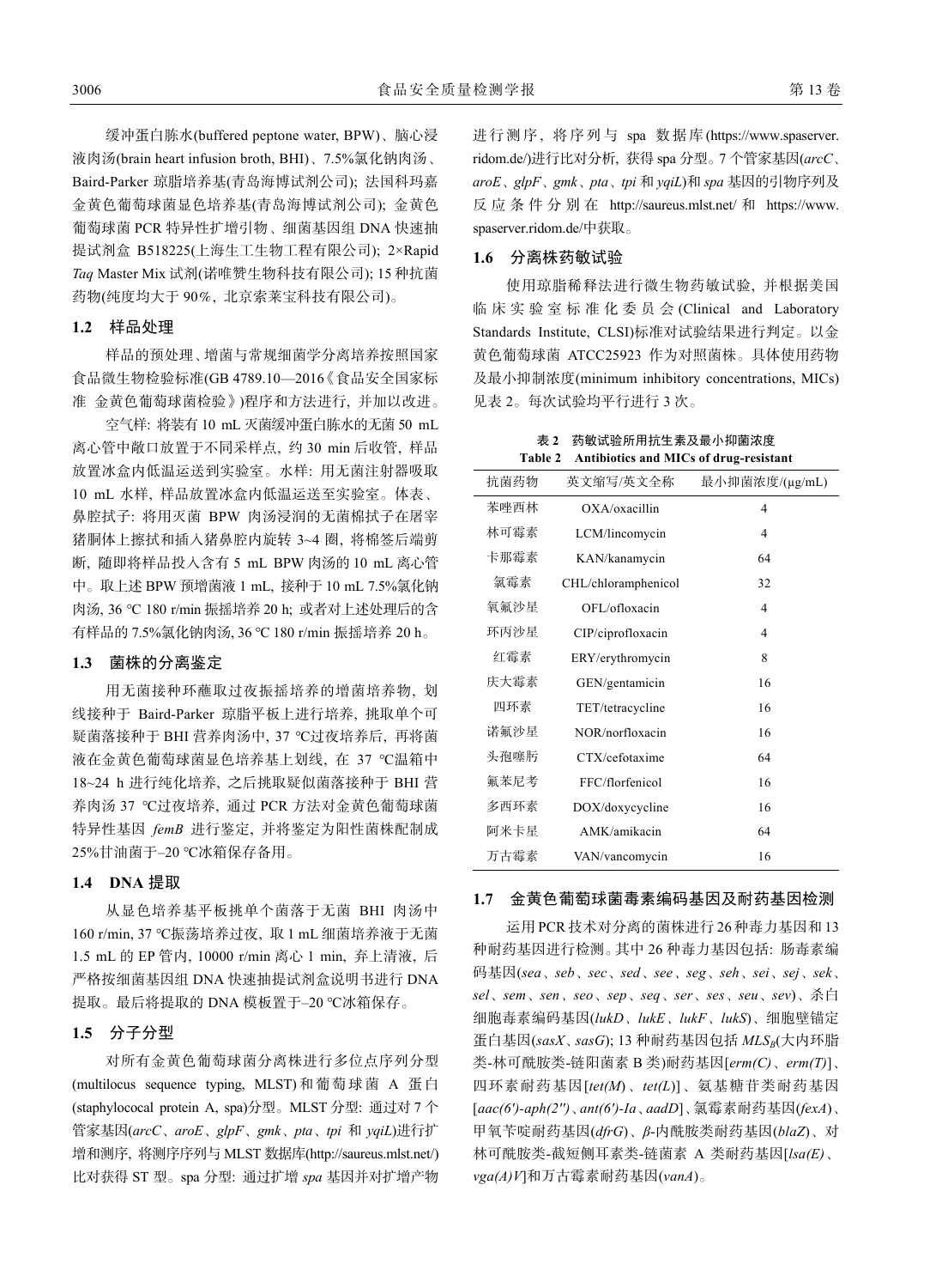缓冲蛋白胨水(buffered peptone water, BPW)、脑心浸液肉汤(brain heart infusion broth, BHI)、7.5%氯化钠肉汤、Baird-Parker 琼脂培养基(青岛海博试剂公司); 法国科玛嘉金黄色葡萄球菌显色培养基(青岛海博试剂公司); 金黄色葡萄球菌 PCR 特异性扩增引物、细菌基因组 DNA 快速抽提试剂盒 B518225(上海生工生物工程有限公司); 2×Rapid *Taq* Master Mix 试剂(诺唯赞生物科技有限公司); 15 种抗菌药物(纯度均大于 90%, 北京索莱宝科技有限公司)。

### 1.2 样品处理

样品的预处理、增菌与常规细菌学分离培养按照国家食品微生物检验标准(GB 4789.10—2016《食品安全国家标准 金黄色葡萄球菌检验》)程序和方法进行, 并加以改进。

空气样: 将装有 10 mL 灭菌缓冲蛋白胨水的无菌 50 mL 离心管中敞口放置于不同采样点, 约 30 min 后收管, 样品放置冰盒内低温运送到实验室。水样: 用无菌注射器吸取 10 mL 水样, 样品放置冰盒内低温运送至实验室。体表、鼻腔拭子: 将用灭菌 BPW 肉汤浸润的无菌棉拭子在屠宰猪胴体上擦拭和插入猪鼻腔内旋转 3~4 圈, 将棉签后端剪断, 随即将样品投入含有 5 mL BPW 肉汤的 10 mL 离心管中。取上述 BPW 预增菌液 1 mL, 接种于 10 mL 7.5%氯化钠肉汤, 36 ℃ 180 r/min 振摇培养 20 h; 或者对上述处理后的含有样品的 7.5%氯化钠肉汤, 36 ℃ 180 r/min 振摇培养 20 h。

### 1.3 菌株的分离鉴定

用无菌接种环蘸取过夜振摇培养的增菌培养物, 划线接种于 Baird-Parker 琼脂平板上进行培养, 挑取单个可疑菌落接种于 BHI 营养肉汤中, 37 ℃过夜培养后, 再将菌液在金黄色葡萄球菌显色培养基上划线, 在 37 ℃温箱中 18~24 h 进行纯化培养, 之后挑取疑似菌落接种于 BHI 营养肉汤 37 ℃过夜培养, 通过 PCR 方法对金黄色葡萄球菌特异性基因 *femB* 进行鉴定, 并将鉴定为阳性菌株配制成 25%甘油菌于–20 ℃冰箱保存备用。

### 1.4 DNA 提取

从显色培养基平板挑单个菌落于无菌 BHI 肉汤中 160 r/min, 37 ℃振荡培养过夜, 取 1 mL 细菌培养液于无菌 1.5 mL 的 EP 管内, 10000 r/min 离心 1 min, 弃上清液, 后严格按细菌基因组 DNA 快速抽提试剂盒说明书进行 DNA 提取。最后将提取的 DNA 模板置于–20 ℃冰箱保存。

### 1.5 分子分型

对所有金黄色葡萄球菌分离株进行多位点序列分型(multilocus sequence typing, MLST)和葡萄球菌 A 蛋白(staphylococal protein A, spa)分型。MLST 分型: 通过对 7 个管家基因(*arcC*、*aroE*、*glpF*、*gmk*、*pta*、*tpi* 和 *yqiL*)进行扩增和测序, 将测序序列与 MLST 数据库(http://saureus.mlst.net/)比对获得 ST 型。spa 分型: 通过扩增 *spa* 基因并对扩增产物进行测序, 将序列与 spa 数据库(https://www.spaserver.ridom.de/)进行比对分析, 获得 spa 分型。7 个管家基因(*arcC*、*aroE*、*glpF*、*gmk*、*pta*、*tpi* 和 *yqiL*)和 *spa* 基因的引物序列及反应条件分别在 http://saureus.mlst.net/ 和 https://www.spaserver.ridom.de/中获取。

### 1.6 分离株药敏试验

使用琼脂稀释法进行微生物药敏试验, 并根据美国临床实验室标准化委员会(Clinical and Laboratory Standards Institute, CLSI)标准对试验结果进行判定。以金黄色葡萄球菌 ATCC25923 作为对照菌株。具体使用药物及最小抑制浓度(minimum inhibitory concentrations, MICs)见表 2。每次试验均平行进行 3 次。

表 2 药敏试验所用抗生素及最小抑菌浓度
Table 2 Antibiotics and MICs of drug-resistant

| 抗菌药物 | 英文缩写/英文全称 | 最小抑菌浓度/(μg/mL) |
|---|---|---|
| 苯唑西林 | OXA/oxacillin | 4 |
| 林可霉素 | LCM/lincomycin | 4 |
| 卡那霉素 | KAN/kanamycin | 64 |
| 氯霉素 | CHL/chloramphenicol | 32 |
| 氧氟沙星 | OFL/ofloxacin | 4 |
| 环丙沙星 | CIP/ciprofloxacin | 4 |
| 红霉素 | ERY/erythromycin | 8 |
| 庆大霉素 | GEN/gentamicin | 16 |
| 四环素 | TET/tetracycline | 16 |
| 诺氟沙星 | NOR/norfloxacin | 16 |
| 头孢噻肟 | CTX/cefotaxime | 64 |
| 氟苯尼考 | FFC/florfenicol | 16 |
| 多西环素 | DOX/doxycycline | 16 |
| 阿米卡星 | AMK/amikacin | 64 |
| 万古霉素 | VAN/vancomycin | 16 |

### 1.7 金黄色葡萄球菌毒素编码基因及耐药基因检测

运用 PCR 技术对分离的菌株进行 26 种毒力基因和 13 种耐药基因进行检测。其中 26 种毒力基因包括: 肠毒素编码基因(*sea*、*seb*、*sec*、*sed*、*see*、*seg*、*seh*、*sei*、*sej*、*sek*、*sel*、*sem*、*sen*、*seo*、*sep*、*seq*、*ser*、*ses*、*seu*、*sev*)、杀白细胞毒素编码基因(*lukD*、*lukE*、*lukF*、*lukS*)、细胞壁锚定蛋白基因(*sasX*、*sasG*); 13 种耐药基因包括 $MLS_B$(大内环脂类-林可酰胺类-链阳菌素 B 类)耐药基因[*erm(C)*、*erm(T)*]、四环素耐药基因[*tet(M)*、*tet(L)*]、氨基糖苷类耐药基因[*aac(6')-aph(2'')*、*ant(6')-Ia*、*aadD*]、氯霉素耐药基因(*fexA*)、甲氧苄啶耐药基因(*dfrG*)、*β*-内酰胺类耐药基因(*blaZ*)、对林可酰胺类-截短侧耳素类-链菌素 A 类耐药基因[*lsa(E)*、*vga(A)V*]和万古霉素耐药基因(*vanA*)。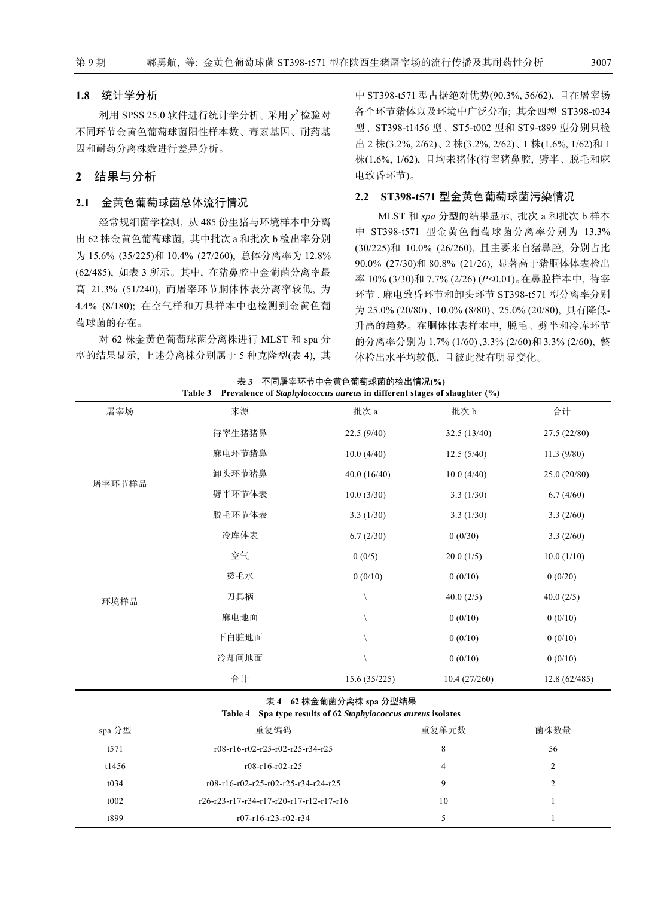### 1.8 统计学分析

利用 SPSS 25.0 软件进行统计学分析。采用$\chi^2$检验对不同环节金黄色葡萄球菌阳性样本数、毒素基因、耐药基因和耐药分离株数进行差异分析。

## 2 结果与分析

### 2.1 金黄色葡萄球菌总体流行情况

经常规细菌学检测, 从 485 份生猪与环境样本中分离出 62 株金黄色葡萄球菌, 其中批次 a 和批次 b 检出率分别为 15.6% (35/225)和 10.4% (27/260), 总体分离率为 12.8% (62/485), 如表 3 所示。其中, 在猪鼻腔中金葡菌分离率最高 21.3% (51/240), 而屠宰环节胴体体表分离率较低, 为 4.4% (8/180); 在空气样和刀具样本中也检测到金黄色葡萄球菌的存在。

对 62 株金黄色葡萄球菌分离株进行 MLST 和 spa 分型的结果显示, 上述分离株分别属于 5 种克隆型(表 4), 其中 ST398-t571 型占据绝对优势(90.3%, 56/62), 且在屠宰场各个环节猪体以及环境中广泛分布; 其余四型 ST398-t034 型、ST398-t1456 型、ST5-t002 型和 ST9-t899 型分别只检出 2 株(3.2%, 2/62)、2 株(3.2%, 2/62)、1 株(1.6%, 1/62)和 1 株(1.6%, 1/62), 且均来猪体(待宰猪鼻腔, 劈半、脱毛和麻电致昏环节)。

### 2.2 ST398-t571 型金黄色葡萄球菌污染情况

MLST 和 *spa* 分型的结果显示, 批次 a 和批次 b 样本中 ST398-t571 型金黄色葡萄球菌分离率分别为 13.3% (30/225)和 10.0% (26/260), 且主要来自猪鼻腔, 分别占比 90.0% (27/30)和 80.8% (21/26), 显著高于猪胴体体表检出率 10% (3/30)和 7.7% (2/26) ($P<0.01$)。在鼻腔样本中, 待宰环节、麻电致昏环节和卸头环节 ST398-t571 型分离率分别为 25.0% (20/80)、10.0% (8/80)、25.0% (20/80), 具有降低-升高的趋势。在胴体体表样本中, 脱毛、劈半和冷库环节的分离率分别为 1.7% (1/60)、3.3% (2/60)和 3.3% (2/60), 整体检出水平均较低, 且彼此没有明显变化。

表 3 不同屠宰环节中金黄色葡萄球菌的检出情况(%)

**Table 3 Prevalence of *Staphylococcus aureus* in different stages of slaughter (%)**

| 屠宰场 | 来源 | 批次 a | 批次 b | 合计 |
|---|---|---|---|---|
| 屠宰环节样品 | 待宰生猪猪鼻 | 22.5 (9/40) | 32.5 (13/40) | 27.5 (22/80) |
| | 麻电环节猪鼻 | 10.0 (4/40) | 12.5 (5/40) | 11.3 (9/80) |
| | 卸头环节猪鼻 | 40.0 (16/40) | 10.0 (4/40) | 25.0 (20/80) |
| | 劈半环节体表 | 10.0 (3/30) | 3.3 (1/30) | 6.7 (4/60) |
| | 脱毛环节体表 | 3.3 (1/30) | 3.3 (1/30) | 3.3 (2/60) |
| | 冷库体表 | 6.7 (2/30) | 0 (0/30) | 3.3 (2/60) |
| 环境样品 | 空气 | 0 (0/5) | 20.0 (1/5) | 10.0 (1/10) |
| | 烫毛水 | 0 (0/10) | 0 (0/10) | 0 (0/20) |
| | 刀具柄 | \ | 40.0 (2/5) | 40.0 (2/5) |
| | 麻电地面 | \ | 0 (0/10) | 0 (0/10) |
| | 下白脏地面 | \ | 0 (0/10) | 0 (0/10) |
| | 冷却间地面 | \ | 0 (0/10) | 0 (0/10) |
| | 合计 | 15.6 (35/225) | 10.4 (27/260) | 12.8 (62/485) |

表 4 62 株金葡菌分离株 spa 分型结果

**Table 4 Spa type results of 62 *Staphylococcus aureus* isolates**

| spa 分型 | 重复编码 | 重复单元数 | 菌株数量 |
|---|---|---|---|
| t571 | r08-r16-r02-r25-r02-r25-r34-r25 | 8 | 56 |
| t1456 | r08-r16-r02-r25 | 4 | 2 |
| t034 | r08-r16-r02-r25-r02-r25-r34-r24-r25 | 9 | 2 |
| t002 | r26-r23-r17-r34-r17-r20-r17-r12-r17-r16 | 10 | 1 |
| t899 | r07-r16-r23-r02-r34 | 5 | 1 |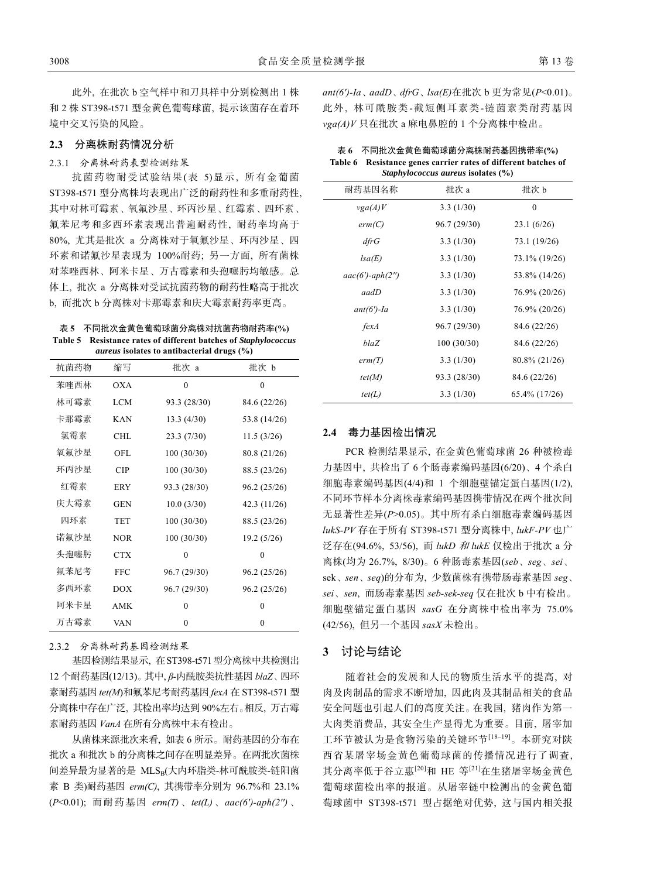此外, 在批次 b 空气样中和刀具样中分别检测出 1 株和 2 株 ST398-t571 型金黄色葡萄球菌, 提示该菌存在着环境中交叉污染的风险。

### 2.3 分离株耐药情况分析

#### 2.3.1 分离株耐药表型检测结果

抗菌药物耐受试验结果(表 5)显示, 所有金葡菌 ST398-t571 型分离株均表现出广泛的耐药性和多重耐药性, 其中对林可霉素、氧氟沙星、环丙沙星、红霉素、四环素、氟苯尼考和多西环素表现出普遍耐药性, 耐药率均高于 80%, 尤其是批次 a 分离株对于氧氟沙星、环丙沙星、四环素和诺氟沙星表现为 100%耐药; 另一方面, 所有菌株对苯唑西林、阿米卡星、万古霉素和头孢噻肟均敏感。总体上, 批次 a 分离株对受试抗菌药物的耐药性略高于批次 b, 而批次 b 分离株对卡那霉素和庆大霉素耐药率更高。

**表 5 不同批次金黄色葡萄球菌分离株对抗菌药物耐药率(%)**
**Table 5 Resistance rates of different batches of *Staphylococcus aureus* isolates to antibacterial drugs (%)**

| 抗菌药物 | 缩写 | 批次 a | 批次 b |
|---|---|---|---|
| 苯唑西林 | OXA | 0 | 0 |
| 林可霉素 | LCM | 93.3 (28/30) | 84.6 (22/26) |
| 卡那霉素 | KAN | 13.3 (4/30) | 53.8 (14/26) |
| 氯霉素 | CHL | 23.3 (7/30) | 11.5 (3/26) |
| 氧氟沙星 | OFL | 100 (30/30) | 80.8 (21/26) |
| 环丙沙星 | CIP | 100 (30/30) | 88.5 (23/26) |
| 红霉素 | ERY | 93.3 (28/30) | 96.2 (25/26) |
| 庆大霉素 | GEN | 10.0 (3/30) | 42.3 (11/26) |
| 四环素 | TET | 100 (30/30) | 88.5 (23/26) |
| 诺氟沙星 | NOR | 100 (30/30) | 19.2 (5/26) |
| 头孢噻肟 | CTX | 0 | 0 |
| 氟苯尼考 | FFC | 96.7 (29/30) | 96.2 (25/26) |
| 多西环素 | DOX | 96.7 (29/30) | 96.2 (25/26) |
| 阿米卡星 | AMK | 0 | 0 |
| 万古霉素 | VAN | 0 | 0 |

#### 2.3.2 分离株耐药基因检测结果

基因检测结果显示, 在ST398-t571型分离株中共检测出 12 个耐药基因(12/13)。其中, *β*-内酰胺类抗性基因 *blaZ*、四环素耐药基因 *tet(M)*和氟苯尼考耐药基因 *fexA* 在 ST398-t571 型分离株中存在广泛, 其检出率均达到 90%左右。相反, 万古霉素耐药基因 *VanA* 在所有分离株中未有检出。

从菌株来源批次来看, 如表 6 所示。耐药基因的分布在批次 a 和批次 b 的分离株之间存在明显差异。在两批次菌株间差异最为显著的是 $MLS_B$(大内环脂类-林可酰胺类-链阳菌素 B 类)耐药基因 *erm(C)*, 其携带率分别为 96.7%和 23.1% ($P$<0.01); 而耐药基因 *erm(T)*、*tet(L)*、*aac(6')-aph(2'')*、*ant(6')-Ia*、*aadD*、*dfrG*、*lsa(E)*在批次 b 更为常见($P$<0.01)。此外, 林可酰胺类-截短侧耳素类-链菌素类耐药基因 *vga(A)V* 只在批次 a 麻电鼻腔的 1 个分离株中检出。

**表 6 不同批次金黄色葡萄球菌分离株耐药基因携带率(%)**
**Table 6 Resistance genes carrier rates of different batches of *Staphylococcus aureus* isolates (%)**

| 耐药基因名称 | 批次 a | 批次 b |
|---|---|---|
| *vga(A)V* | 3.3 (1/30) | 0 |
| *erm(C)* | 96.7 (29/30) | 23.1 (6/26) |
| *dfrG* | 3.3 (1/30) | 73.1 (19/26) |
| *lsa(E)* | 3.3 (1/30) | 73.1% (19/26) |
| *aac(6')-aph(2'')* | 3.3 (1/30) | 53.8% (14/26) |
| *aadD* | 3.3 (1/30) | 76.9% (20/26) |
| *ant(6')-Ia* | 3.3 (1/30) | 76.9% (20/26) |
| *fexA* | 96.7 (29/30) | 84.6 (22/26) |
| *blaZ* | 100 (30/30) | 84.6 (22/26) |
| *erm(T)* | 3.3 (1/30) | 80.8% (21/26) |
| *tet(M)* | 93.3 (28/30) | 84.6 (22/26) |
| *tet(L)* | 3.3 (1/30) | 65.4% (17/26) |

### 2.4 毒力基因检出情况

PCR 检测结果显示, 在金黄色葡萄球菌 26 种被检毒力基因中, 共检出了 6 个肠毒素编码基因(6/20)、4 个杀白细胞毒素编码基因(4/4)和 1 个细胞壁锚定蛋白基因(1/2), 不同环节样本分离株毒素编码基因携带情况在两个批次间无显著性差异($P$>0.05)。其中所有杀白细胞毒素编码基因 *lukS-PV* 存在于所有 ST398-t571 型分离株中, *lukF-PV* 也广泛存在(94.6%, 53/56), 而 *lukD 和 lukE* 仅检出于批次 a 分离株(均为 26.7%, 8/30)。6 种肠毒素基因(*seb*、*seg*、*sei*、sek、*sen*、*seq*)的分布为, 少数菌株有携带肠毒素基因 *seg*、*sei*、*sen*, 而肠毒素基因 *seb-sek-seq* 仅在批次 b 中有检出。细胞壁锚定蛋白基因 *sasG* 在分离株中检出率为 75.0% (42/56), 但另一个基因 *sasX* 未检出。

## 3 讨论与结论

随着社会的发展和人民的物质生活水平的提高, 对肉及肉制品的需求不断增加, 因此肉及其制品相关的食品安全问题也引起人们的高度关注。在我国, 猪肉作为第一大肉类消费品, 其安全生产显得尤为重要。目前, 屠宰加工环节被认为是食物污染的关键环节[18–19]。本研究对陕西省某屠宰场金黄色葡萄球菌的传播情况进行了调查, 其分离率低于谷立惠[20]和 HE 等[21]在生猪屠宰场金黄色葡萄球菌检出率的报道。从屠宰链中检测出的金黄色葡萄球菌中 ST398-t571 型占据绝对优势, 这与国内相关报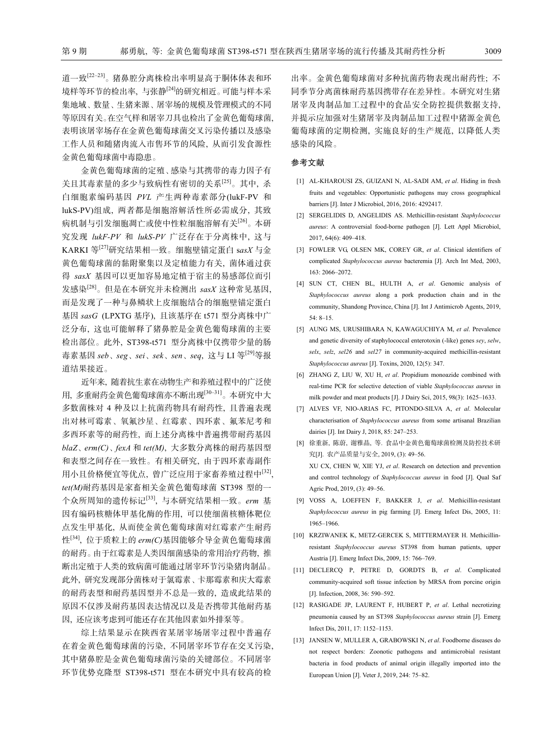道一致[22–23]。猪鼻腔分离株检出率明显高于胴体体表和环境样等环节的检出率，与张静[24]的研究相近。可能与样本采集地域、数量、生猪来源、屠宰场的规模及管理模式的不同等原因有关。在空气样和屠宰刀具也检出了金黄色葡萄球菌，表明该屠宰场存在金黄色葡萄球菌交叉污染传播以及感染工作人员和随猪肉流入市售环节的风险，从而引发食源性金黄色葡萄球菌中毒隐患。

金黄色葡萄球菌的定殖、感染与其携带的毒力因子有关且其毒素量的多少与致病性有密切的关系[25]。其中，杀白细胞素编码基因 *PVL* 产生两种毒素部分(lukF-PV 和 lukS-PV)组成，两者都是细胞溶解活性所必需成分，其致病机制与引发细胞凋亡或使中性粒细胞溶解有关[26]。本研究发现 *lukF-PV* 和 *lukS-PV* 广泛存在于分离株中，这与 KARKI 等[27]研究结果相一致。细胞壁锚定蛋白 s*asX* 与金黄色葡萄球菌的黏附聚集以及定植能力有关，菌体通过获得 *sasX* 基因可以更加容易地定植于宿主的易感部位而引发感染[28]。但是在本研究并未检测出 *sasX* 这种常见基因，而是发现了一种与鼻鳞状上皮细胞结合的细胞壁锚定蛋白基因 *sasG* (LPXTG 基序)，且该基序在 t571 型分离株中广泛分布，这也可能解释了猪鼻腔是金黄色葡萄球菌的主要检出部位。此外，ST398-t571 型分离株中仅携带少量的肠毒素基因 *seb*、*seg*、*sei*、*sek*、*sen*、*seq*，这与 LI 等[29]等报道结果接近。

近年来，随着抗生素在动物生产和养殖过程中的广泛使用，多重耐药金黄色葡萄球菌亦不断出现[30–31]。本研究中大多数菌株对 4 种及以上抗菌药物具有耐药性，且普遍表现出对林可霉素、氧氟沙星、红霉素、四环素、氟苯尼考和多西环素等的耐药性，而上述分离株中普遍携带耐药基因 *blaZ*、*erm(C)*、*fexA* 和 *tet(M)*，大多数分离株的耐药基因型和表型之间存在一致性。有相关研究，由于四环素毒副作用小且价格便宜等优点，曾广泛应用于家畜养殖过程中[32]，*tet(M)*耐药基因是家畜相关金黄色葡萄球菌 ST398 型的一个众所周知的遗传标记[33]，与本研究结果相一致。*erm* 基因有编码核糖体甲基化酶的作用，可以使细菌核糖体靶位点发生甲基化，从而使金黄色葡萄球菌对红霉素产生耐药性[34]，位于质粒上的 *erm(C)*基因能够介导金黄色葡萄球菌的耐药。由于红霉素是人类因细菌感染的常用治疗药物，推断出定殖于人类的致病菌可能通过屠宰环节污染猪肉制品。此外，研究发现部分菌株对于氯霉素、卡那霉素和庆大霉素的耐药表型和耐药基因型并不总是一致的，造成此结果的原因不仅涉及耐药基因表达情况以及是否携带其他耐药基因，还应该考虑到可能还存在其他因素如外排泵等。

综上结果显示在陕西省某屠宰场屠宰过程中普遍存在着金黄色葡萄球菌的污染，不同屠宰环节存在交叉污染，其中猪鼻腔是金黄色葡萄球菌污染的关键部位。不同屠宰环节优势克隆型 ST398-t571 型在本研究中具有较高的检出率。金黄色葡萄球菌对多种抗菌药物表现出耐药性；不同季节分离菌株耐药基因携带存在差异性。本研究对生猪屠宰及肉制品加工过程中的食品安全防控提供数据支持，并提示应加强对生猪屠宰及肉制品加工过程中猪源金黄色葡萄球菌的定期检测，实施良好的生产规范，以降低人类感染的风险。

## 参考文献

[1] AL-KHAROUSI ZS, GUIZANI N, AL-SADI AM, *et al*. Hiding in fresh fruits and vegetables: Opportunistic pathogens may cross geographical barriers [J]. Inter J Microbiol, 2016, 2016: 4292417.

[2] SERGELIDIS D, ANGELIDIS AS. Methicillin-resistant *Staphylococcus aureus*: A controversial food-borne pathogen [J]. Lett Appl Microbiol, 2017, 64(6): 409–418.

[3] FOWLER VG, OLSEN MK, COREY GR, *et al*. Clinical identifiers of complicated *Staphylococcus aureus* bacteremia [J]. Arch Int Med, 2003, 163: 2066–2072.

[4] SUN CT, CHEN BL, HULTH A, *et al*. Genomic analysis of *Staphylococcus aureus* along a pork production chain and in the community, Shandong Province, China [J]. Int J Antimicrob Agents, 2019, 54: 8–15.

[5] AUNG MS, URUSHIBARA N, KAWAGUCHIYA M, *et al*. Prevalence and genetic diversity of staphylococcal enterotoxin (-like) genes *sey*, *selw*, *selx*, *selz*, *sel26* and *sel27* in community-acquired methicillin-resistant *Staphylococcus aureus* [J]. Toxins, 2020, 12(5): 347.

[6] ZHANG Z, LIU W, XU H, *et al*. Propidium monoazide combined with real-time PCR for selective detection of viable *Staphylococcus aureus* in milk powder and meat products [J]. J Dairy Sci, 2015, 98(3): 1625–1633.

[7] ALVES VF, NIO-ARIAS FC, PITONDO-SILVA A, *et al*. Molecular characterisation of *Staphylococcus aureus* from some artisanal Brazilian dairies [J]. Int Dairy J, 2018, 85: 247–253.

[8] 徐重新, 陈蔚, 谢雅晶, 等. 食品中金黄色葡萄球菌检测及防控技术研究[J]. 农产品质量与安全, 2019, (3): 49–56.
XU CX, CHEN W, XIE YJ, *et al*. Research on detection and prevention and control technology of *Staphylococcus aureus* in food [J]. Qual Saf Agric Prod, 2019, (3): 49–56.

[9] VOSS A, LOEFFEN F, BAKKER J, *et al*. Methicillin-resistant *Staphylococcus aureus* in pig farming [J]. Emerg Infect Dis, 2005, 11: 1965–1966.

[10] KRZIWANEK K, METZ-GERCEK S, MITTERMAYER H. Methicillin-resistant *Staphylococcus aureus* ST398 from human patients, upper Austria [J]. Emerg Infect Dis, 2009, 15: 766–769.

[11] DECLERCQ P, PETRE D, GORDTS B, *et al*. Complicated community-acquired soft tissue infection by MRSA from porcine origin [J]. Infection, 2008, 36: 590–592.

[12] RASIGADE JP, LAURENT F, HUBERT P, *et al*. Lethal necrotizing pneumonia caused by an ST398 *Staphylococcus aureus* strain [J]. Emerg Infect Dis, 2011, 17: 1152–1153.

[13] JANSEN W, MULLER A, GRABOWSKI N, *et al*. Foodborne diseases do not respect borders: Zoonotic pathogens and antimicrobial resistant bacteria in food products of animal origin illegally imported into the European Union [J]. Veter J, 2019, 244: 75–82.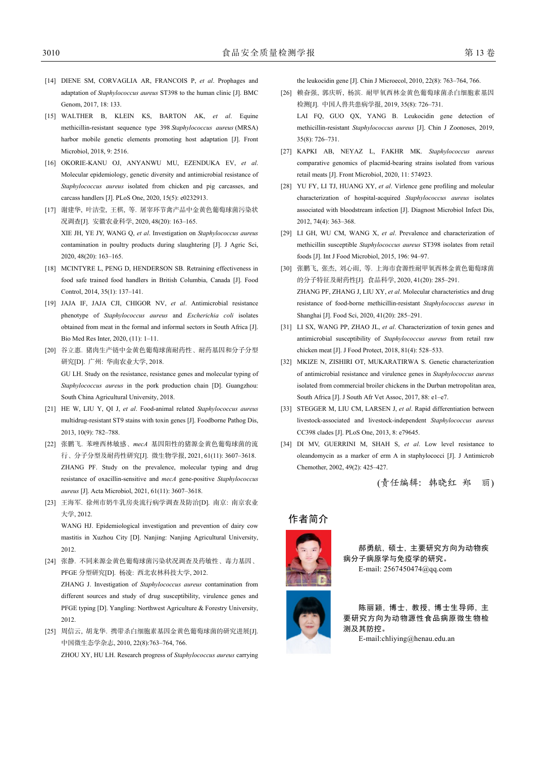[14] DIENE SM, CORVAGLIA AR, FRANCOIS P, *et al*. Prophages and adaptation of *Staphylococcus aureus* ST398 to the human clinic [J]. BMC Genom, 2017, 18: 133.

[15] WALTHER B, KLEIN KS, BARTON AK, *et al*. Equine methicillin-resistant sequence type 398 *Staphylococcus aureus* (MRSA) harbor mobile genetic elements promoting host adaptation [J]. Front Microbiol, 2018, 9: 2516.

[16] OKORIE-KANU OJ, ANYANWU MU, EZENDUKA EV, *et al*. Molecular epidemiology, genetic diversity and antimicrobial resistance of *Staphylococcus aureus* isolated from chicken and pig carcasses, and carcass handlers [J]. PLoS One, 2020, 15(5): e0232913.

[17] 谢建华, 叶洁莹, 王棋, 等. 屠宰环节禽产品中金黄色葡萄球菌污染状况调查[J]. 安徽农业科学, 2020, 48(20): 163–165.
XIE JH, YE JY, WANG Q, *et al*. Investigation on *Staphylococcus aureus* contamination in poultry products during slaughtering [J]. J Agric Sci, 2020, 48(20): 163–165.

[18] MCINTYRE L, PENG D, HENDERSON SB. Retraining effectiveness in food safe trained food handlers in British Columbia, Canada [J]. Food Control, 2014, 35(1): 137–141.

[19] JAJA IF, JAJA CJI, CHIGOR NV, *et al*. Antimicrobial resistance phenotype of *Staphylococcus aureus* and *Escherichia coli* isolates obtained from meat in the formal and informal sectors in South Africa [J]. Bio Med Res Inter, 2020, (11): 1–11.

[20] 谷立惠. 猪肉生产链中金黄色葡萄球菌耐药性、耐药基因和分子分型研究[D]. 广州: 华南农业大学, 2018.
GU LH. Study on the resistance, resistance genes and molecular typing of *Staphylococcus aureus* in the pork production chain [D]. Guangzhou: South China Agricultural University, 2018.

[21] HE W, LIU Y, QI J, *et al*. Food-animal related *Staphylococcus aureus* multidrug-resistant ST9 stains with toxin genes [J]. Foodborne Pathog Dis, 2013, 10(9): 782–788.

[22] 张鹏飞. 苯唑西林敏感、*mecA* 基因阳性的猪源金黄色葡萄球菌的流行、分子分型及耐药性研究[J]. 微生物学报, 2021, 61(11): 3607–3618.
ZHANG PF. Study on the prevalence, molecular typing and drug resistance of oxacillin-sensitive and *mecA* gene-positive *Staphylococcus aureus* [J]. Acta Microbiol, 2021, 61(11): 3607–3618.

[23] 王海军. 徐州市奶牛乳房炎流行病学调查及防治[D]. 南京: 南京农业大学, 2012.
WANG HJ. Epidemiological investigation and prevention of dairy cow mastitis in Xuzhou City [D]. Nanjing: Nanjing Agricultural University, 2012.

[24] 张静. 不同来源金黄色葡萄球菌污染状况调查及药敏性、毒力基因、PFGE 分型研究[D]. 杨凌: 西北农林科技大学, 2012.
ZHANG J. Investigation of *Staphylococcus aureus* contamination from different sources and study of drug susceptibility, virulence genes and PFGE typing [D]. Yangling: Northwest Agriculture & Forestry University, 2012.

[25] 周信云, 胡龙华. 携带杀白细胞素基因金黄色葡萄球菌的研究进展[J]. 中国微生态学杂志, 2010, 22(8):763–764, 766.
ZHOU XY, HU LH. Research progress of *Staphylococcus aureus* carrying the leukocidin gene [J]. Chin J Microecol, 2010, 22(8): 763–764, 766.

[26] 赖奋强, 郭庆昕, 杨滨. 耐甲氧西林金黄色葡萄球菌杀白细胞素基因检测[J]. 中国人兽共患病学报, 2019, 35(8): 726–731.
LAI FQ, GUO QX, YANG B. Leukocidin gene detection of methicillin-resistant *Staphylococcus aureus* [J]. Chin J Zoonoses, 2019, 35(8): 726–731.

[27] KAPKI AB, NEYAZ L, FAKHR MK. *Staphylococcus aureus* comparative genomics of placmid-bearing strains isolated from various retail meats [J]. Front Microbiol, 2020, 11: 574923.

[28] YU FY, LI TJ, HUANG XY, *et al*. Virlence gene profiling and moleular characterization of hospital-acquired *Staphylococcus aureus* isolates associated with bloodstream infection [J]. Diagnost Microbiol Infect Dis, 2012, 74(4): 363–368.

[29] LI GH, WU CM, WANG X, *et al*. Prevalence and characterization of methicillin susceptible *Staphylococcus aureus* ST398 isolates from retail foods [J]. Int J Food Microbiol, 2015, 196: 94–97.

[30] 张鹏飞, 张杰, 刘心雨, 等. 上海市食源性耐甲氧西林金黄色葡萄球菌的分子特征及耐药性[J]. 食品科学, 2020, 41(20): 285–291.
ZHANG PF, ZHANG J, LIU XY, *et al*. Molecular characteristics and drug resistance of food-borne methicillin-resistant *Staphylococcus aureus* in Shanghai [J]. Food Sci, 2020, 41(20): 285–291.

[31] LI SX, WANG PP, ZHAO JL, *et al*. Characterization of toxin genes and antimicrobial susceptibility of *Staphylococcus aureus* from retail raw chicken meat [J]. J Food Protect, 2018, 81(4): 528–533.

[32] MKIZE N, ZISHIRI OT, MUKARATIRWA S. Genetic characterization of antimicrobial resistance and virulence genes in *Staphylococcus aureus* isolated from commercial broiler chickens in the Durban metropolitan area, South Africa [J]. J South Afr Vet Assoc, 2017, 88: e1–e7.

[33] STEGGER M, LIU CM, LARSEN J, *et al*. Rapid differentiation between livestock-associated and livestock-independent *Staphylococcus aureus* CC398 clades [J]. PLoS One, 2013, 8: e79645.

[34] DI MV, GUERRINI M, SHAH S, *et al*. Low level resistance to oleandomycin as a marker of erm A in staphylococci [J]. J Antimicrob Chemother, 2002, 49(2): 425–427.

(责任编辑: 韩晓红 郑 丽)

## 作者简介

郝勇航, 硕士, 主要研究方向为动物疾病分子病原学与免疫学的研究。
E-mail: 2567450474@qq.com

陈丽颖, 博士, 教授, 博士生导师, 主要研究方向为动物源性食品病原微生物检测及其防控。
E-mail:chliying@henau.edu.an